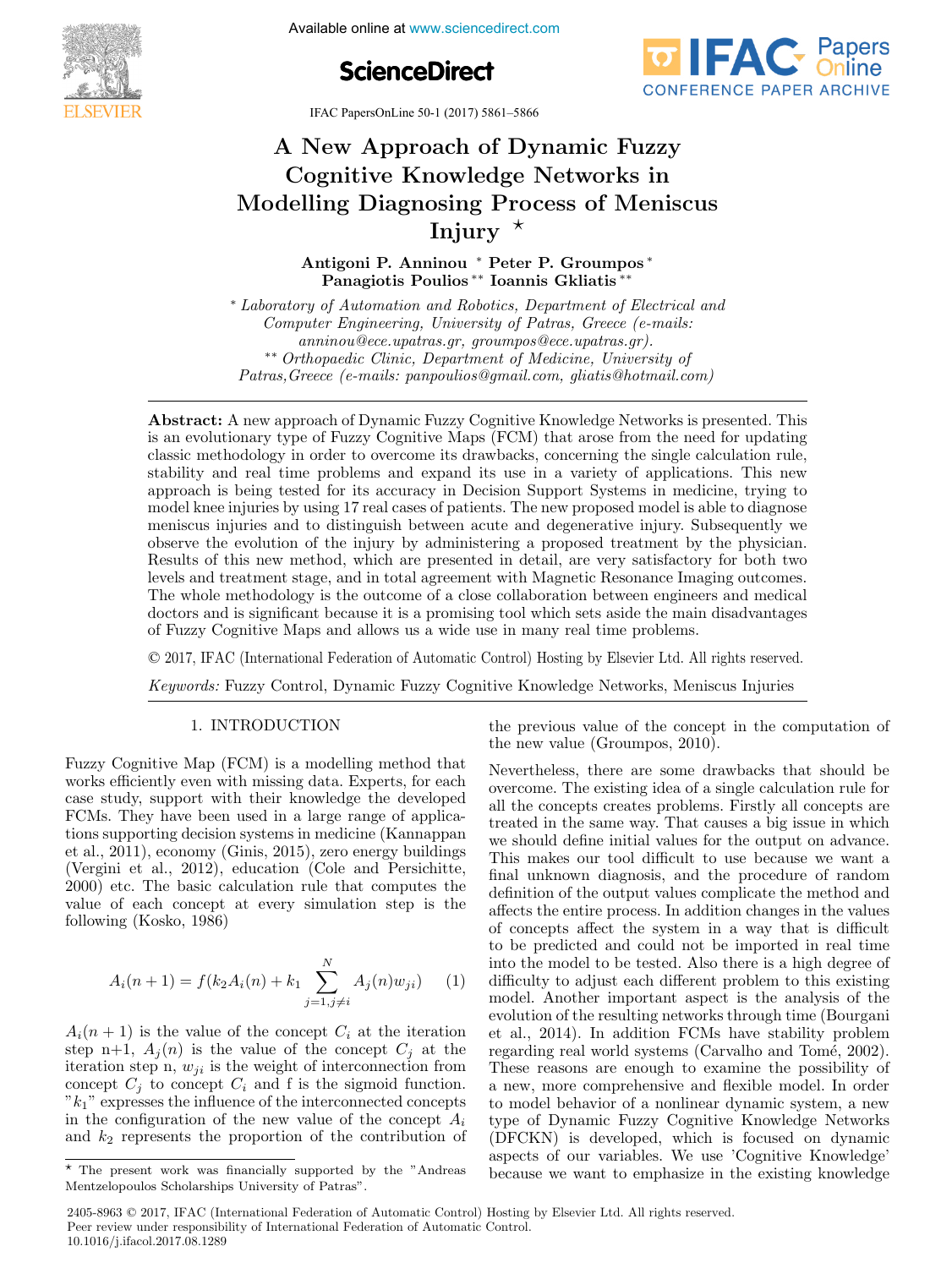# A New Approach of Dynamic Fuzzy Cognitive Knowledge Networks in Modelling Diagnosing Process of Meniscus Injury ⋆

**Antigoni P. Anninou** * **Peter P. Groumpos** * **Panagiotis Poulios** ** **Ioannis Gkliatis** **

* Laboratory of Automation and Robotics, Department of Electrical and Computer Engineering, University of Patras, Greece (e-mails: anninou@ece.upatras.gr, groumpos@ece.upatras.gr).
** Orthopaedic Clinic, Department of Medicine, University of Patras, Greece (e-mails: panpoulios@gmail.com, gliatis@hotmail.com)

**Abstract:** A new approach of Dynamic Fuzzy Cognitive Knowledge Networks is presented. This is an evolutionary type of Fuzzy Cognitive Maps (FCM) that arose from the need for updating classic methodology in order to overcome its drawbacks, concerning the single calculation rule, stability and real time problems and expand its use in a variety of applications. This new approach is being tested for its accuracy in Decision Support Systems in medicine, trying to model knee injuries by using 17 real cases of patients. The new proposed model is able to diagnose meniscus injuries and to distinguish between acute and degenerative injury. Subsequently we observe the evolution of the injury by administering a proposed treatment by the physician. Results of this new method, which are presented in detail, are very satisfactory for both two levels and treatment stage, and in total agreement with Magnetic Resonance Imaging outcomes. The whole methodology is the outcome of a close collaboration between engineers and medical doctors and is significant because it is a promising tool which sets aside the main disadvantages of Fuzzy Cognitive Maps and allows us a wide use in many real time problems.

© 2017, IFAC (International Federation of Automatic Control) Hosting by Elsevier Ltd. All rights reserved.

*Keywords:* Fuzzy Control, Dynamic Fuzzy Cognitive Knowledge Networks, Meniscus Injuries

## 1. INTRODUCTION

Fuzzy Cognitive Map (FCM) is a modelling method that works efficiently even with missing data. Experts, for each case study, support with their knowledge the developed FCMs. They have been used in a large range of applications supporting decision systems in medicine (Kannappan et al., 2011), economy (Ginis, 2015), zero energy buildings (Vergini et al., 2012), education (Cole and Persichitte, 2000) etc. The basic calculation rule that computes the value of each concept at every simulation step is the following (Kosko, 1986)

$$A_i(n+1) = f(k_2 A_i(n) + k_1 \sum_{j=1, j\neq i}^{N} A_j(n) w_{ji}) \quad (1)$$

$A_i(n+1)$ is the value of the concept $C_i$ at the iteration step n+1, $A_j(n)$ is the value of the concept $C_j$ at the iteration step n, $w_{ji}$ is the weight of interconnection from concept $C_j$ to concept $C_i$ and f is the sigmoid function. "$k_1$" expresses the influence of the interconnected concepts in the configuration of the new value of the concept $A_i$ and $k_2$ represents the proportion of the contribution of the previous value of the concept in the computation of the new value (Groumpos, 2010).

Nevertheless, there are some drawbacks that should be overcome. The existing idea of a single calculation rule for all the concepts creates problems. Firstly all concepts are treated in the same way. That causes a big issue in which we should define initial values for the output on advance. This makes our tool difficult to use because we want a final unknown diagnosis, and the procedure of random definition of the output values complicate the method and affects the entire process. In addition changes in the values of concepts affect the system in a way that is difficult to be predicted and could not be imported in real time into the model to be tested. Also there is a high degree of difficulty to adjust each different problem to this existing model. Another important aspect is the analysis of the evolution of the resulting networks through time (Bourgani et al., 2014). In addition FCMs have stability problem regarding real world systems (Carvalho and Tomé, 2002). These reasons are enough to examine the possibility of a new, more comprehensive and flexible model. In order to model behavior of a nonlinear dynamic system, a new type of Dynamic Fuzzy Cognitive Knowledge Networks (DFCKN) is developed, which is focused on dynamic aspects of our variables. We use 'Cognitive Knowledge' because we want to emphasize in the existing knowledge

⋆ The present work was financially supported by the "Andreas Mentzelopoulos Scholarships University of Patras".

2405-8963 © 2017, IFAC (International Federation of Automatic Control) Hosting by Elsevier Ltd. All rights reserved.
Peer review under responsibility of International Federation of Automatic Control.
10.1016/j.ifacol.2017.08.1289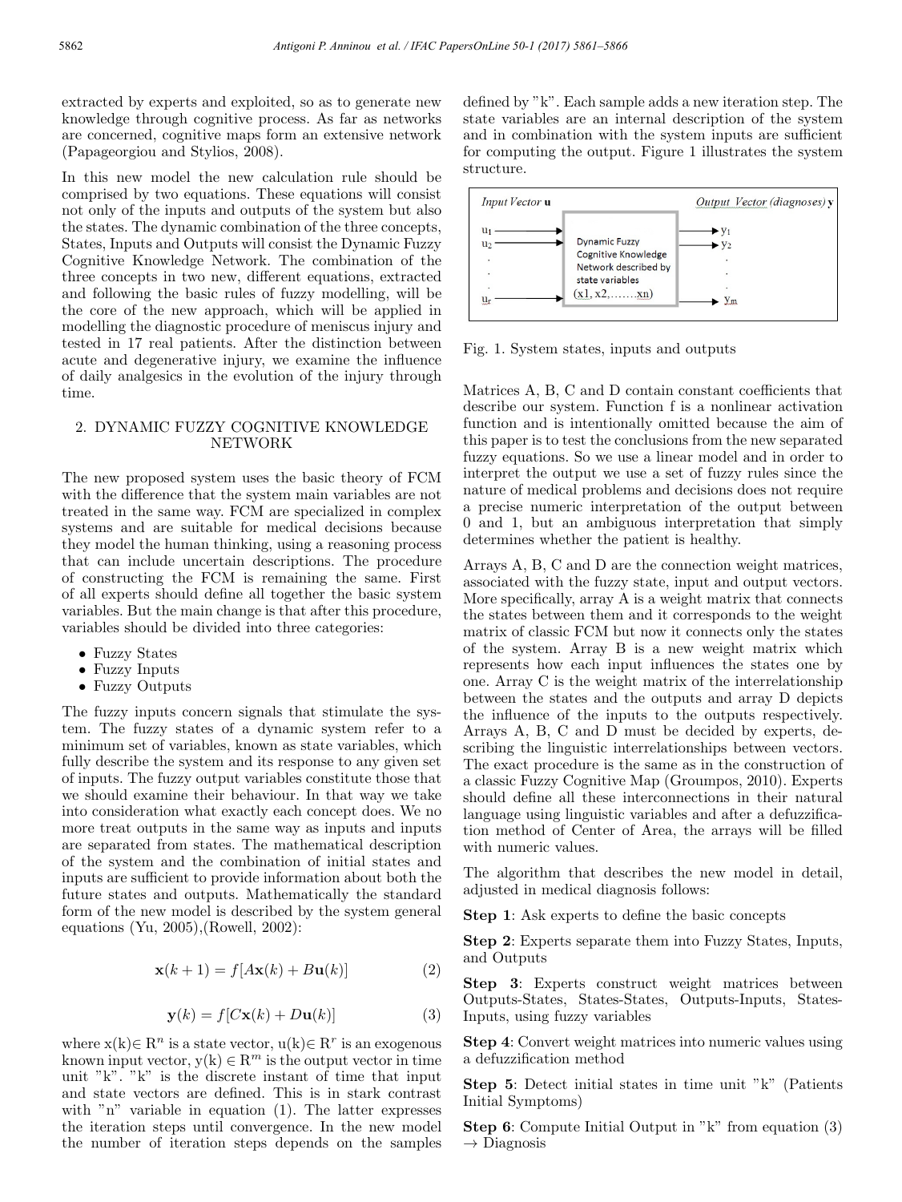extracted by experts and exploited, so as to generate new knowledge through cognitive process. As far as networks are concerned, cognitive maps form an extensive network (Papageorgiou and Stylios, 2008).

In this new model the new calculation rule should be comprised by two equations. These equations will consist not only of the inputs and outputs of the system but also the states. The dynamic combination of the three concepts, States, Inputs and Outputs will consist the Dynamic Fuzzy Cognitive Knowledge Network. The combination of the three concepts in two new, different equations, extracted and following the basic rules of fuzzy modelling, will be the core of the new approach, which will be applied in modelling the diagnostic procedure of meniscus injury and tested in 17 real patients. After the distinction between acute and degenerative injury, we examine the influence of daily analgesics in the evolution of the injury through time.

## 2. DYNAMIC FUZZY COGNITIVE KNOWLEDGE NETWORK

The new proposed system uses the basic theory of FCM with the difference that the system main variables are not treated in the same way. FCM are specialized in complex systems and are suitable for medical decisions because they model the human thinking, using a reasoning process that can include uncertain descriptions. The procedure of constructing the FCM is remaining the same. First of all experts should define all together the basic system variables. But the main change is that after this procedure, variables should be divided into three categories:

- Fuzzy States
- Fuzzy Inputs
- Fuzzy Outputs

The fuzzy inputs concern signals that stimulate the system. The fuzzy states of a dynamic system refer to a minimum set of variables, known as state variables, which fully describe the system and its response to any given set of inputs. The fuzzy output variables constitute those that we should examine their behaviour. In that way we take into consideration what exactly each concept does. We no more treat outputs in the same way as inputs and inputs are separated from states. The mathematical description of the system and the combination of initial states and inputs are sufficient to provide information about both the future states and outputs. Mathematically the standard form of the new model is described by the system general equations (Yu, 2005),(Rowell, 2002):

$$\mathbf{x}(k+1) = f[A\mathbf{x}(k) + B\mathbf{u}(k)] \tag{2}$$

$$\mathbf{y}(k) = f[C\mathbf{x}(k) + D\mathbf{u}(k)] \tag{3}$$

where $\mathrm{x(k)} \in \mathrm{R}^n$ is a state vector, $\mathrm{u(k)} \in \mathrm{R}^r$ is an exogenous known input vector, $\mathrm{y(k)} \in \mathrm{R}^m$ is the output vector in time unit "k". "k" is the discrete instant of time that input and state vectors are defined. This is in stark contrast with "n" variable in equation (1). The latter expresses the iteration steps until convergence. In the new model the number of iteration steps depends on the samples defined by "k". Each sample adds a new iteration step. The state variables are an internal description of the system and in combination with the system inputs are sufficient for computing the output. Figure 1 illustrates the system structure.

Input Vector **u**

Output Vector (diagnoses) **y**

$u_1$
$u_2$
.
.
.
$u_r$

Dynamic Fuzzy Cognitive Knowledge Network described by state variables (x1, x2,.......xn)

$y_1$
$y_2$
.
.
.
$y_m$

Fig. 1. System states, inputs and outputs

Matrices A, B, C and D contain constant coefficients that describe our system. Function f is a nonlinear activation function and is intentionally omitted because the aim of this paper is to test the conclusions from the new separated fuzzy equations. So we use a linear model and in order to interpret the output we use a set of fuzzy rules since the nature of medical problems and decisions does not require a precise numeric interpretation of the output between 0 and 1, but an ambiguous interpretation that simply determines whether the patient is healthy.

Arrays A, B, C and D are the connection weight matrices, associated with the fuzzy state, input and output vectors. More specifically, array A is a weight matrix that connects the states between them and it corresponds to the weight matrix of classic FCM but now it connects only the states of the system. Array B is a new weight matrix which represents how each input influences the states one by one. Array C is the weight matrix of the interrelationship between the states and the outputs and array D depicts the influence of the inputs to the outputs respectively. Arrays A, B, C and D must be decided by experts, describing the linguistic interrelationships between vectors. The exact procedure is the same as in the construction of a classic Fuzzy Cognitive Map (Groumpos, 2010). Experts should define all these interconnections in their natural language using linguistic variables and after a defuzzification method of Center of Area, the arrays will be filled with numeric values.

The algorithm that describes the new model in detail, adjusted in medical diagnosis follows:

**Step 1**: Ask experts to define the basic concepts

**Step 2**: Experts separate them into Fuzzy States, Inputs, and Outputs

**Step 3**: Experts construct weight matrices between Outputs-States, States-States, Outputs-Inputs, States-Inputs, using fuzzy variables

**Step 4**: Convert weight matrices into numeric values using a defuzzification method

**Step 5**: Detect initial states in time unit "k" (Patients Initial Symptoms)

**Step 6**: Compute Initial Output in "k" from equation (3) → Diagnosis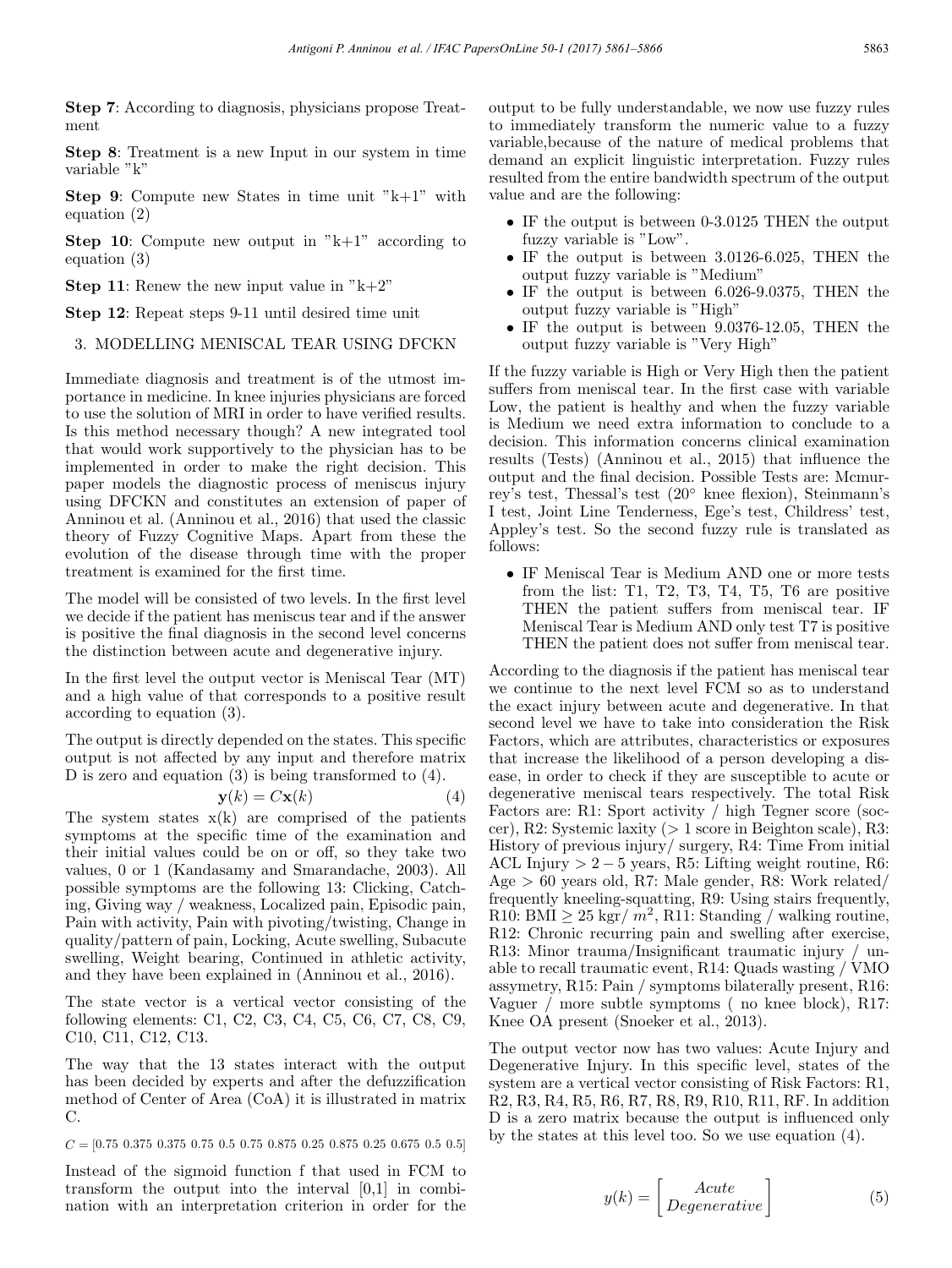**Step 7**: According to diagnosis, physicians propose Treatment

**Step 8**: Treatment is a new Input in our system in time variable "k"

**Step 9**: Compute new States in time unit "k+1" with equation (2)

**Step 10**: Compute new output in "k+1" according to equation (3)

**Step 11**: Renew the new input value in "k+2"

**Step 12**: Repeat steps 9-11 until desired time unit

## 3. MODELLING MENISCAL TEAR USING DFCKN

Immediate diagnosis and treatment is of the utmost importance in medicine. In knee injuries physicians are forced to use the solution of MRI in order to have verified results. Is this method necessary though? A new integrated tool that would work supportively to the physician has to be implemented in order to make the right decision. This paper models the diagnostic process of meniscus injury using DFCKN and constitutes an extension of paper of Anninou et al. (Anninou et al., 2016) that used the classic theory of Fuzzy Cognitive Maps. Apart from these the evolution of the disease through time with the proper treatment is examined for the first time.

The model will be consisted of two levels. In the first level we decide if the patient has meniscus tear and if the answer is positive the final diagnosis in the second level concerns the distinction between acute and degenerative injury.

In the first level the output vector is Meniscal Tear (MT) and a high value of that corresponds to a positive result according to equation (3).

The output is directly depended on the states. This specific output is not affected by any input and therefore matrix D is zero and equation (3) is being transformed to (4).

$$\mathbf{y}(k) = C\mathbf{x}(k) \tag{4}$$

The system states x(k) are comprised of the patients symptoms at the specific time of the examination and their initial values could be on or off, so they take two values, 0 or 1 (Kandasamy and Smarandache, 2003). All possible symptoms are the following 13: Clicking, Catching, Giving way / weakness, Localized pain, Episodic pain, Pain with activity, Pain with pivoting/twisting, Change in quality/pattern of pain, Locking, Acute swelling, Subacute swelling, Weight bearing, Continued in athletic activity, and they have been explained in (Anninou et al., 2016).

The state vector is a vertical vector consisting of the following elements: C1, C2, C3, C4, C5, C6, C7, C8, C9, C10, C11, C12, C13.

The way that the 13 states interact with the output has been decided by experts and after the defuzzification method of Center of Area (CoA) it is illustrated in matrix C.

$$C = [0.75\ 0.375\ 0.375\ 0.75\ 0.5\ 0.75\ 0.875\ 0.25\ 0.875\ 0.25\ 0.675\ 0.5\ 0.5]$$

Instead of the sigmoid function f that used in FCM to transform the output into the interval [0,1] in combination with an interpretation criterion in order for the output to be fully understandable, we now use fuzzy rules to immediately transform the numeric value to a fuzzy variable,because of the nature of medical problems that demand an explicit linguistic interpretation. Fuzzy rules resulted from the entire bandwidth spectrum of the output value and are the following:

- IF the output is between 0-3.0125 THEN the output fuzzy variable is "Low".
- IF the output is between 3.0126-6.025, THEN the output fuzzy variable is "Medium"
- IF the output is between 6.026-9.0375, THEN the output fuzzy variable is "High"
- IF the output is between 9.0376-12.05, THEN the output fuzzy variable is "Very High"

If the fuzzy variable is High or Very High then the patient suffers from meniscal tear. In the first case with variable Low, the patient is healthy and when the fuzzy variable is Medium we need extra information to conclude to a decision. This information concerns clinical examination results (Tests) (Anninou et al., 2015) that influence the output and the final decision. Possible Tests are: Mcmurrey's test, Thessal's test (20° knee flexion), Steinmann's I test, Joint Line Tenderness, Ege's test, Childress' test, Appley's test. So the second fuzzy rule is translated as follows:

- IF Meniscal Tear is Medium AND one or more tests from the list: T1, T2, T3, T4, T5, T6 are positive THEN the patient suffers from meniscal tear. IF Meniscal Tear is Medium AND only test T7 is positive THEN the patient does not suffer from meniscal tear.

According to the diagnosis if the patient has meniscal tear we continue to the next level FCM so as to understand the exact injury between acute and degenerative. In that second level we have to take into consideration the Risk Factors, which are attributes, characteristics or exposures that increase the likelihood of a person developing a disease, in order to check if they are susceptible to acute or degenerative meniscal tears respectively. The total Risk Factors are: R1: Sport activity / high Tegner score (soccer), R2: Systemic laxity (> 1 score in Beighton scale), R3: History of previous injury/ surgery, R4: Time From initial ACL Injury $> 2-5$ years, R5: Lifting weight routine, R6: Age > 60 years old, R7: Male gender, R8: Work related/ frequently kneeling-squatting, R9: Using stairs frequently, R10: BMI $\geq 25$ kgr/ $m^2$, R11: Standing / walking routine, R12: Chronic recurring pain and swelling after exercise, R13: Minor trauma/Insignificant traumatic injury / unable to recall traumatic event, R14: Quads wasting / VMO assymetry, R15: Pain / symptoms bilaterally present, R16: Vaguer / more subtle symptoms ( no knee block), R17: Knee OA present (Snoeker et al., 2013).

The output vector now has two values: Acute Injury and Degenerative Injury. In this specific level, states of the system are a vertical vector consisting of Risk Factors: R1, R2, R3, R4, R5, R6, R7, R8, R9, R10, R11, RF. In addition D is a zero matrix because the output is influenced only by the states at this level too. So we use equation (4).

$$y(k) = \begin{bmatrix} Acute \\ Degenerative \end{bmatrix} \tag{5}$$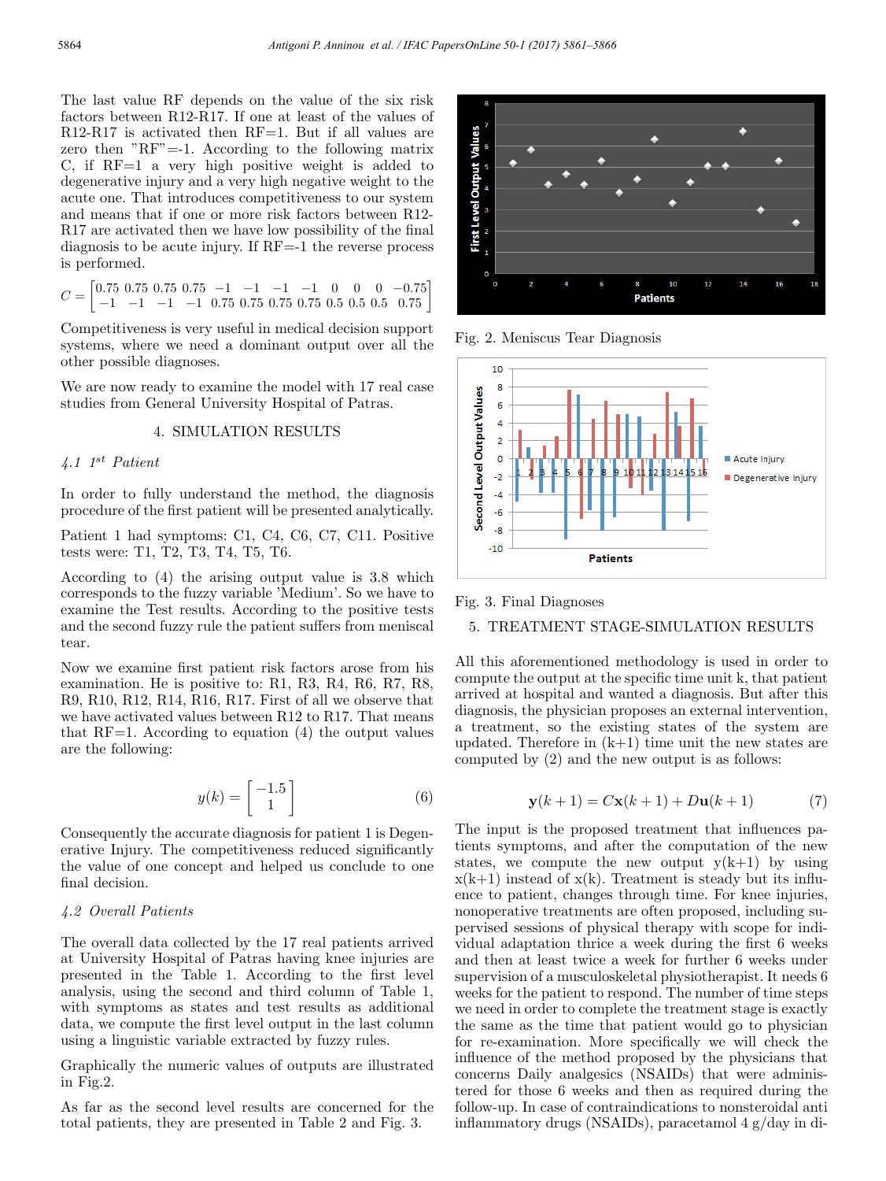The last value RF depends on the value of the six risk factors between R12-R17. If one at least of the values of R12-R17 is activated then RF=1. But if all values are zero then "RF"=-1. According to the following matrix C, if RF=1 a very high positive weight is added to degenerative injury and a very high negative weight to the acute one. That introduces competitiveness to our system and means that if one or more risk factors between R12-R17 are activated then we have low possibility of the final diagnosis to be acute injury. If RF=-1 the reverse process is performed.

$$C = \begin{bmatrix} 0.75 & 0.75 & 0.75 & 0.75 & -1 & -1 & -1 & -1 & 0 & 0 & 0 & -0.75 \\ -1 & -1 & -1 & -1 & 0.75 & 0.75 & 0.75 & 0.75 & 0.5 & 0.5 & 0.5 & 0.75 \end{bmatrix}$$

Competitiveness is very useful in medical decision support systems, where we need a dominant output over all the other possible diagnoses.

We are now ready to examine the model with 17 real case studies from General University Hospital of Patras.

## 4. SIMULATION RESULTS

### 4.1 1$^{st}$ Patient

In order to fully understand the method, the diagnosis procedure of the first patient will be presented analytically.

Patient 1 had symptoms: C1, C4, C6, C7, C11. Positive tests were: T1, T2, T3, T4, T5, T6.

According to (4) the arising output value is 3.8 which corresponds to the fuzzy variable 'Medium'. So we have to examine the Test results. According to the positive tests and the second fuzzy rule the patient suffers from meniscal tear.

Now we examine first patient risk factors arose from his examination. He is positive to: R1, R3, R4, R6, R7, R8, R9, R10, R12, R14, R16, R17. First of all we observe that we have activated values between R12 to R17. That means that RF=1. According to equation (4) the output values are the following:

$$y(k) = \begin{bmatrix} -1.5 \\ 1 \end{bmatrix} \tag{6}$$

Consequently the accurate diagnosis for patient 1 is Degenerative Injury. The competitiveness reduced significantly the value of one concept and helped us conclude to one final decision.

### 4.2 Overall Patients

The overall data collected by the 17 real patients arrived at University Hospital of Patras having knee injuries are presented in the Table 1. According to the first level analysis, using the second and third column of Table 1, with symptoms as states and test results as additional data, we compute the first level output in the last column using a linguistic variable extracted by fuzzy rules.

Graphically the numeric values of outputs are illustrated in Fig.2.

As far as the second level results are concerned for the total patients, they are presented in Table 2 and Fig. 3.

First Level Output Values
Patients
0 2 4 6 8 10 12 14 16 18
0 1 2 3 4 5 6 7 8

Fig. 2. Meniscus Tear Diagnosis

Second Level Output Values
Patients
Acute Injury
Degenerative Injury
10 8 6 4 2 0 -2 -4 -6 -8 -10
1 2 3 4 5 6 7 8 9 10 11 12 13 14 15 16

Fig. 3. Final Diagnoses

## 5. TREATMENT STAGE-SIMULATION RESULTS

All this aforementioned methodology is used in order to compute the output at the specific time unit k, that patient arrived at hospital and wanted a diagnosis. But after this diagnosis, the physician proposes an external intervention, a treatment, so the existing states of the system are updated. Therefore in (k+1) time unit the new states are computed by (2) and the new output is as follows:

$$\mathbf{y}(k+1) = C\mathbf{x}(k+1) + D\mathbf{u}(k+1) \tag{7}$$

The input is the proposed treatment that influences patients symptoms, and after the computation of the new states, we compute the new output y(k+1) by using x(k+1) instead of x(k). Treatment is steady but its influence to patient, changes through time. For knee injuries, nonoperative treatments are often proposed, including supervised sessions of physical therapy with scope for individual adaptation thrice a week during the first 6 weeks and then at least twice a week for further 6 weeks under supervision of a musculoskeletal physiotherapist. It needs 6 weeks for the patient to respond. The number of time steps we need in order to complete the treatment stage is exactly the same as the time that patient would go to physician for re-examination. More specifically we will check the influence of the method proposed by the physicians that concerns Daily analgesics (NSAIDs) that were administered for those 6 weeks and then as required during the follow-up. In case of contraindications to nonsteroidal anti inflammatory drugs (NSAIDs), paracetamol 4 g/day in di-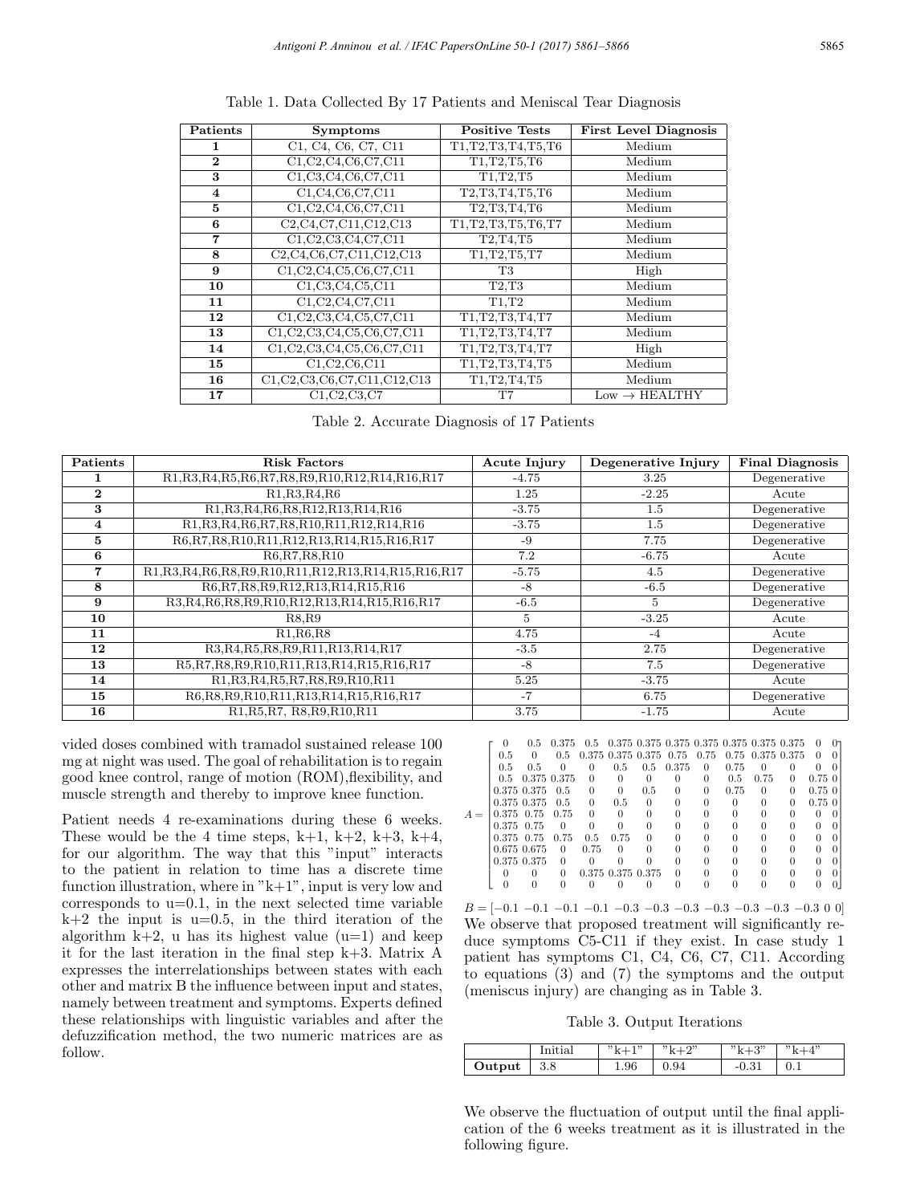Table 1. Data Collected By 17 Patients and Meniscal Tear Diagnosis

| Patients | Symptoms | Positive Tests | First Level Diagnosis |
|---|---|---|---|
| 1 | C1, C4, C6, C7, C11 | T1,T2,T3,T4,T5,T6 | Medium |
| 2 | C1,C2,C4,C6,C7,C11 | T1,T2,T5,T6 | Medium |
| 3 | C1,C3,C4,C6,C7,C11 | T1,T2,T5 | Medium |
| 4 | C1,C4,C6,C7,C11 | T2,T3,T4,T5,T6 | Medium |
| 5 | C1,C2,C4,C6,C7,C11 | T2,T3,T4,T6 | Medium |
| 6 | C2,C4,C7,C11,C12,C13 | T1,T2,T3,T5,T6,T7 | Medium |
| 7 | C1,C2,C3,C4,C7,C11 | T2,T4,T5 | Medium |
| 8 | C2,C4,C6,C7,C11,C12,C13 | T1,T2,T5,T7 | Medium |
| 9 | C1,C2,C4,C5,C6,C7,C11 | T3 | High |
| 10 | C1,C3,C4,C5,C11 | T2,T3 | Medium |
| 11 | C1,C2,C4,C7,C11 | T1,T2 | Medium |
| 12 | C1,C2,C3,C4,C5,C7,C11 | T1,T2,T3,T4,T7 | Medium |
| 13 | C1,C2,C3,C4,C5,C6,C7,C11 | T1,T2,T3,T4,T7 | Medium |
| 14 | C1,C2,C3,C4,C5,C6,C7,C11 | T1,T2,T3,T4,T7 | High |
| 15 | C1,C2,C6,C11 | T1,T2,T3,T4,T5 | Medium |
| 16 | C1,C2,C3,C6,C7,C11,C12,C13 | T1,T2,T4,T5 | Medium |
| 17 | C1,C2,C3,C7 | T7 | Low → HEALTHY |

Table 2. Accurate Diagnosis of 17 Patients

| Patients | Risk Factors | Acute Injury | Degenerative Injury | Final Diagnosis |
|---|---|---|---|---|
| 1 | R1,R3,R4,R5,R6,R7,R8,R9,R10,R12,R14,R16,R17 | -4.75 | 3.25 | Degenerative |
| 2 | R1,R3,R4,R6 | 1.25 | -2.25 | Acute |
| 3 | R1,R3,R4,R6,R8,R12,R13,R14,R16 | -3.75 | 1.5 | Degenerative |
| 4 | R1,R3,R4,R6,R7,R8,R10,R11,R12,R14,R16 | -3.75 | 1.5 | Degenerative |
| 5 | R6,R7,R8,R10,R11,R12,R13,R14,R15,R16,R17 | -9 | 7.75 | Degenerative |
| 6 | R6,R7,R8,R10 | 7.2 | -6.75 | Acute |
| 7 | R1,R3,R4,R6,R8,R9,R10,R11,R12,R13,R14,R15,R16,R17 | -5.75 | 4.5 | Degenerative |
| 8 | R6,R7,R8,R9,R12,R13,R14,R15,R16 | -8 | -6.5 | Degenerative |
| 9 | R3,R4,R6,R8,R9,R10,R12,R13,R14,R15,R16,R17 | -6.5 | 5 | Degenerative |
| 10 | R8,R9 | 5 | -3.25 | Acute |
| 11 | R1,R6,R8 | 4.75 | -4 | Acute |
| 12 | R3,R4,R5,R8,R9,R11,R13,R14,R17 | -3.5 | 2.75 | Degenerative |
| 13 | R5,R7,R8,R9,R10,R11,R13,R14,R15,R16,R17 | -8 | 7.5 | Degenerative |
| 14 | R1,R3,R4,R5,R7,R8,R9,R10,R11 | 5.25 | -3.75 | Acute |
| 15 | R6,R8,R9,R10,R11,R13,R14,R15,R16,R17 | -7 | 6.75 | Degenerative |
| 16 | R1,R5,R7, R8,R9,R10,R11 | 3.75 | -1.75 | Acute |

vided doses combined with tramadol sustained release 100 mg at night was used. The goal of rehabilitation is to regain good knee control, range of motion (ROM),flexibility, and muscle strength and thereby to improve knee function.

Patient needs 4 re-examinations during these 6 weeks. These would be the 4 time steps, k+1, k+2, k+3, k+4, for our algorithm. The way that this "input" interacts to the patient in relation to time has a discrete time function illustration, where in "k+1", input is very low and corresponds to u=0.1, in the next selected time variable k+2 the input is u=0.5, in the third iteration of the algorithm k+2, u has its highest value (u=1) and keep it for the last iteration in the final step k+3. Matrix A expresses the interrelationships between states with each other and matrix B the influence between input and states, namely between treatment and symptoms. Experts defined these relationships with linguistic variables and after the defuzzification method, the two numeric matrices are as follow.

$$A = \begin{bmatrix} 0 & 0.5 & 0.375 & 0.5 & 0.375 & 0.375 & 0.375 & 0.375 & 0.375 & 0.375 & 0.375 & 0 & 0 \\ 0.5 & 0 & 0.5 & 0.375 & 0.375 & 0.375 & 0.75 & 0.75 & 0.75 & 0.375 & 0.375 & 0 & 0 \\ 0.5 & 0.5 & 0 & 0 & 0.5 & 0.5 & 0.375 & 0 & 0.75 & 0 & 0 & 0 & 0 \\ 0.5 & 0.375 & 0.375 & 0 & 0 & 0 & 0 & 0 & 0.5 & 0.75 & 0 & 0.75 & 0 \\ 0.375 & 0.375 & 0.5 & 0 & 0 & 0.5 & 0 & 0 & 0.75 & 0 & 0 & 0.75 & 0 \\ 0.375 & 0.375 & 0.5 & 0 & 0.5 & 0 & 0 & 0 & 0 & 0 & 0 & 0.75 & 0 \\ 0.375 & 0.75 & 0.75 & 0 & 0 & 0 & 0 & 0 & 0 & 0 & 0 & 0 & 0 \\ 0.375 & 0.75 & 0 & 0 & 0 & 0 & 0 & 0 & 0 & 0 & 0 & 0 & 0 \\ 0.375 & 0.75 & 0.75 & 0.5 & 0.75 & 0 & 0 & 0 & 0 & 0 & 0 & 0 & 0 \\ 0.675 & 0.675 & 0 & 0.75 & 0 & 0 & 0 & 0 & 0 & 0 & 0 & 0 & 0 \\ 0.375 & 0.375 & 0 & 0 & 0 & 0 & 0 & 0 & 0 & 0 & 0 & 0 & 0 \\ 0 & 0 & 0 & 0.375 & 0.375 & 0.375 & 0 & 0 & 0 & 0 & 0 & 0 & 0 \\ 0 & 0 & 0 & 0 & 0 & 0 & 0 & 0 & 0 & 0 & 0 & 0 & 0 \end{bmatrix}$$

$$B = [-0.1\ -0.1\ -0.1\ -0.1\ -0.3\ -0.3\ -0.3\ -0.3\ -0.3\ -0.3\ -0.3\ 0\ 0]$$

We observe that proposed treatment will significantly reduce symptoms C5-C11 if they exist. In case study 1 patient has symptoms C1, C4, C6, C7, C11. According to equations (3) and (7) the symptoms and the output (meniscus injury) are changing as in Table 3.

Table 3. Output Iterations

| | Initial | "k+1" | "k+2" | "k+3" | "k+4" |
|---|---|---|---|---|---|
| **Output** | 3.8 | 1.96 | 0.94 | -0.31 | 0.1 |

We observe the fluctuation of output until the final application of the 6 weeks treatment as it is illustrated in the following figure.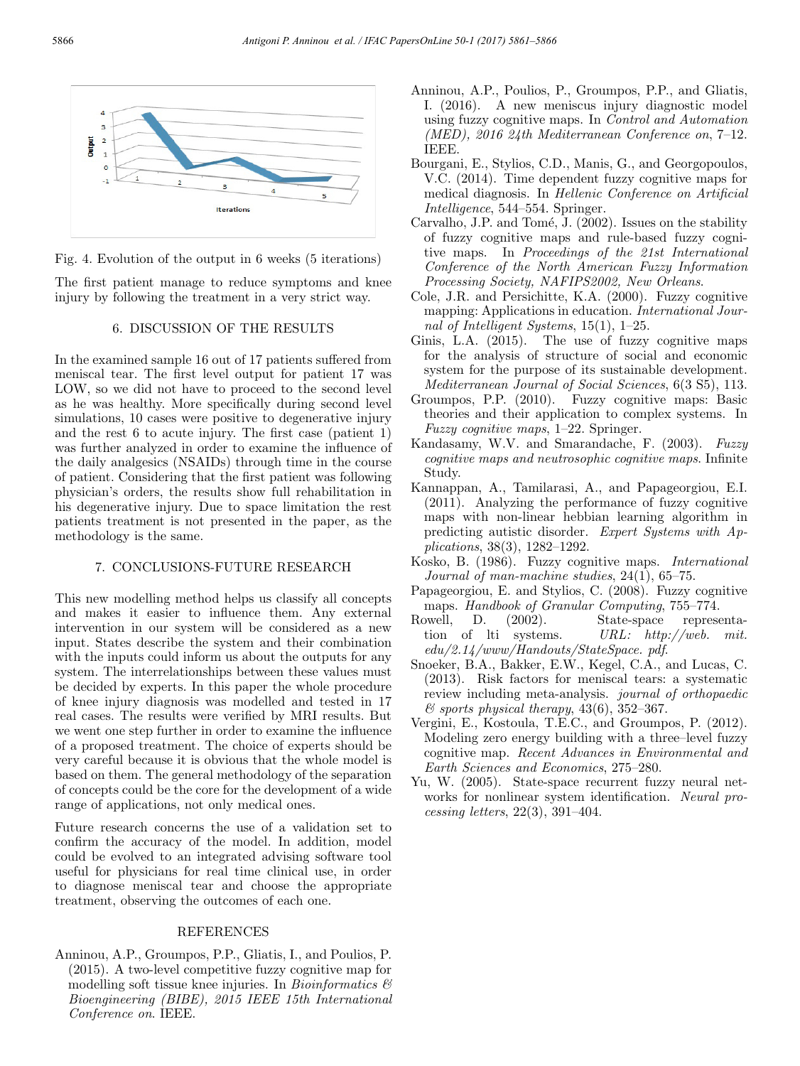Output

4
3
2
1
0
-1

1 2 3 4 5

Iterations

Fig. 4. Evolution of the output in 6 weeks (5 iterations)

The first patient manage to reduce symptoms and knee injury by following the treatment in a very strict way.

## 6. DISCUSSION OF THE RESULTS

In the examined sample 16 out of 17 patients suffered from meniscal tear. The first level output for patient 17 was LOW, so we did not have to proceed to the second level as he was healthy. More specifically during second level simulations, 10 cases were positive to degenerative injury and the rest 6 to acute injury. The first case (patient 1) was further analyzed in order to examine the influence of the daily analgesics (NSAIDs) through time in the course of patient. Considering that the first patient was following physician's orders, the results show full rehabilitation in his degenerative injury. Due to space limitation the rest patients treatment is not presented in the paper, as the methodology is the same.

## 7. CONCLUSIONS-FUTURE RESEARCH

This new modelling method helps us classify all concepts and makes it easier to influence them. Any external intervention in our system will be considered as a new input. States describe the system and their combination with the inputs could inform us about the outputs for any system. The interrelationships between these values must be decided by experts. In this paper the whole procedure of knee injury diagnosis was modelled and tested in 17 real cases. The results were verified by MRI results. But we went one step further in order to examine the influence of a proposed treatment. The choice of experts should be very careful because it is obvious that the whole model is based on them. The general methodology of the separation of concepts could be the core for the development of a wide range of applications, not only medical ones.

Future research concerns the use of a validation set to confirm the accuracy of the model. In addition, model could be evolved to an integrated advising software tool useful for physicians for real time clinical use, in order to diagnose meniscal tear and choose the appropriate treatment, observing the outcomes of each one.

## REFERENCES

Anninou, A.P., Groumpos, P.P., Gliatis, I., and Poulios, P. (2015). A two-level competitive fuzzy cognitive map for modelling soft tissue knee injuries. In *Bioinformatics & Bioengineering (BIBE), 2015 IEEE 15th International Conference on*. IEEE.

Anninou, A.P., Poulios, P., Groumpos, P.P., and Gliatis, I. (2016). A new meniscus injury diagnostic model using fuzzy cognitive maps. In *Control and Automation (MED), 2016 24th Mediterranean Conference on*, 7–12. IEEE.

Bourgani, E., Stylios, C.D., Manis, G., and Georgopoulos, V.C. (2014). Time dependent fuzzy cognitive maps for medical diagnosis. In *Hellenic Conference on Artificial Intelligence*, 544–554. Springer.

Carvalho, J.P. and Tomé, J. (2002). Issues on the stability of fuzzy cognitive maps and rule-based fuzzy cognitive maps. In *Proceedings of the 21st International Conference of the North American Fuzzy Information Processing Society, NAFIPS2002, New Orleans*.

Cole, J.R. and Persichitte, K.A. (2000). Fuzzy cognitive mapping: Applications in education. *International Journal of Intelligent Systems*, 15(1), 1–25.

Ginis, L.A. (2015). The use of fuzzy cognitive maps for the analysis of structure of social and economic system for the purpose of its sustainable development. *Mediterranean Journal of Social Sciences*, 6(3 S5), 113.

Groumpos, P.P. (2010). Fuzzy cognitive maps: Basic theories and their application to complex systems. In *Fuzzy cognitive maps*, 1–22. Springer.

Kandasamy, W.V. and Smarandache, F. (2003). *Fuzzy cognitive maps and neutrosophic cognitive maps*. Infinite Study.

Kannappan, A., Tamilarasi, A., and Papageorgiou, E.I. (2011). Analyzing the performance of fuzzy cognitive maps with non-linear hebbian learning algorithm in predicting autistic disorder. *Expert Systems with Applications*, 38(3), 1282–1292.

Kosko, B. (1986). Fuzzy cognitive maps. *International Journal of man-machine studies*, 24(1), 65–75.

Papageorgiou, E. and Stylios, C. (2008). Fuzzy cognitive maps. *Handbook of Granular Computing*, 755–774.

Rowell, D. (2002). State-space representation of lti systems. *URL: http://web. mit. edu/2.14/www/Handouts/StateSpace. pdf*.

Snoeker, B.A., Bakker, E.W., Kegel, C.A., and Lucas, C. (2013). Risk factors for meniscal tears: a systematic review including meta-analysis. *journal of orthopaedic & sports physical therapy*, 43(6), 352–367.

Vergini, E., Kostoula, T.E.C., and Groumpos, P. (2012). Modeling zero energy building with a three–level fuzzy cognitive map. *Recent Advances in Environmental and Earth Sciences and Economics*, 275–280.

Yu, W. (2005). State-space recurrent fuzzy neural networks for nonlinear system identification. *Neural processing letters*, 22(3), 391–404.